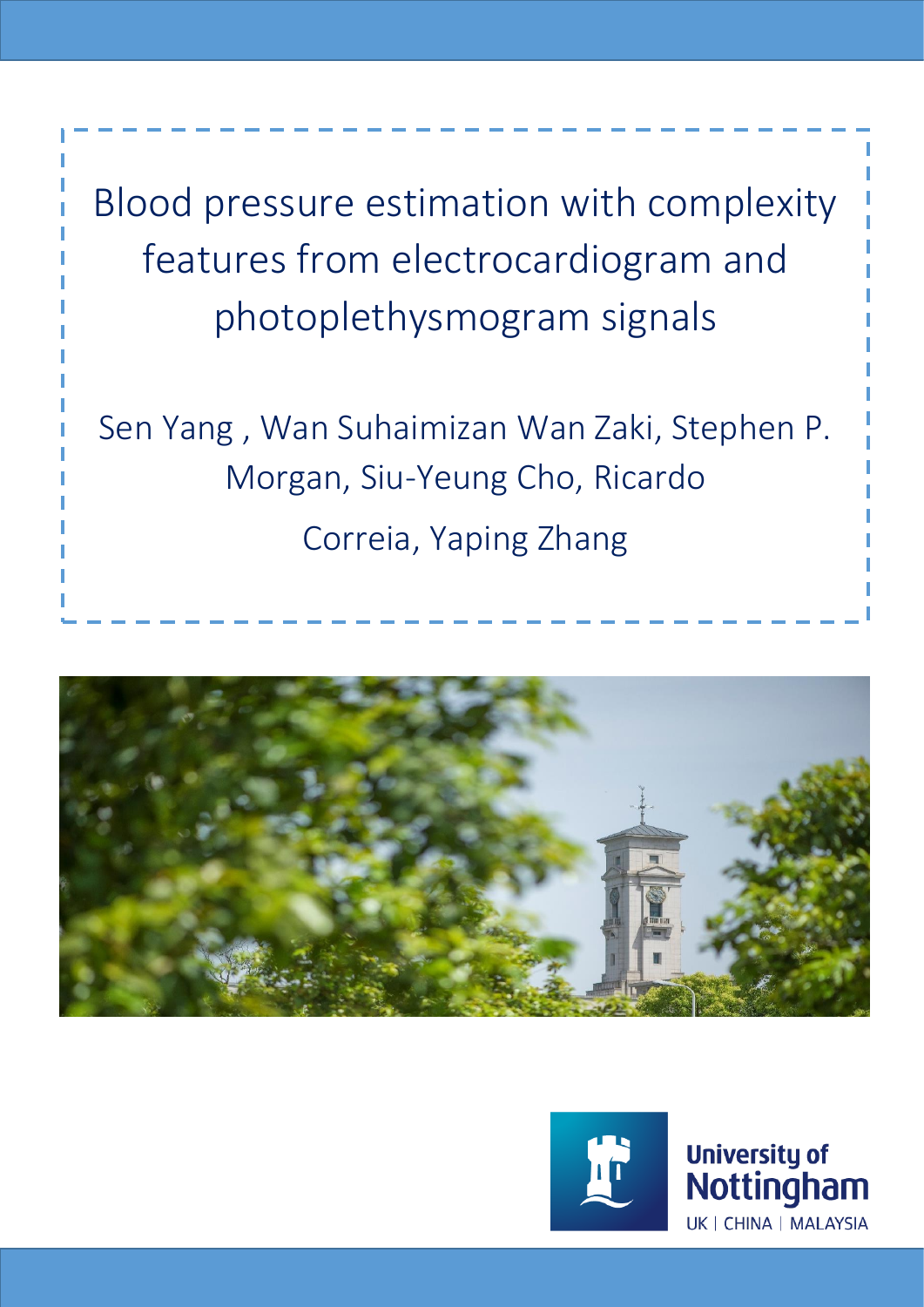# Blood pressure estimation with complexity features from electrocardiogram and photoplethysmogram signals

Sen Yang , Wan Suhaimizan Wan Zaki, Stephen P. Morgan, Siu-Yeung Cho, Ricardo Correia, Yaping Zhang

University of Nottingham

UK | CHINA | MALAYSIA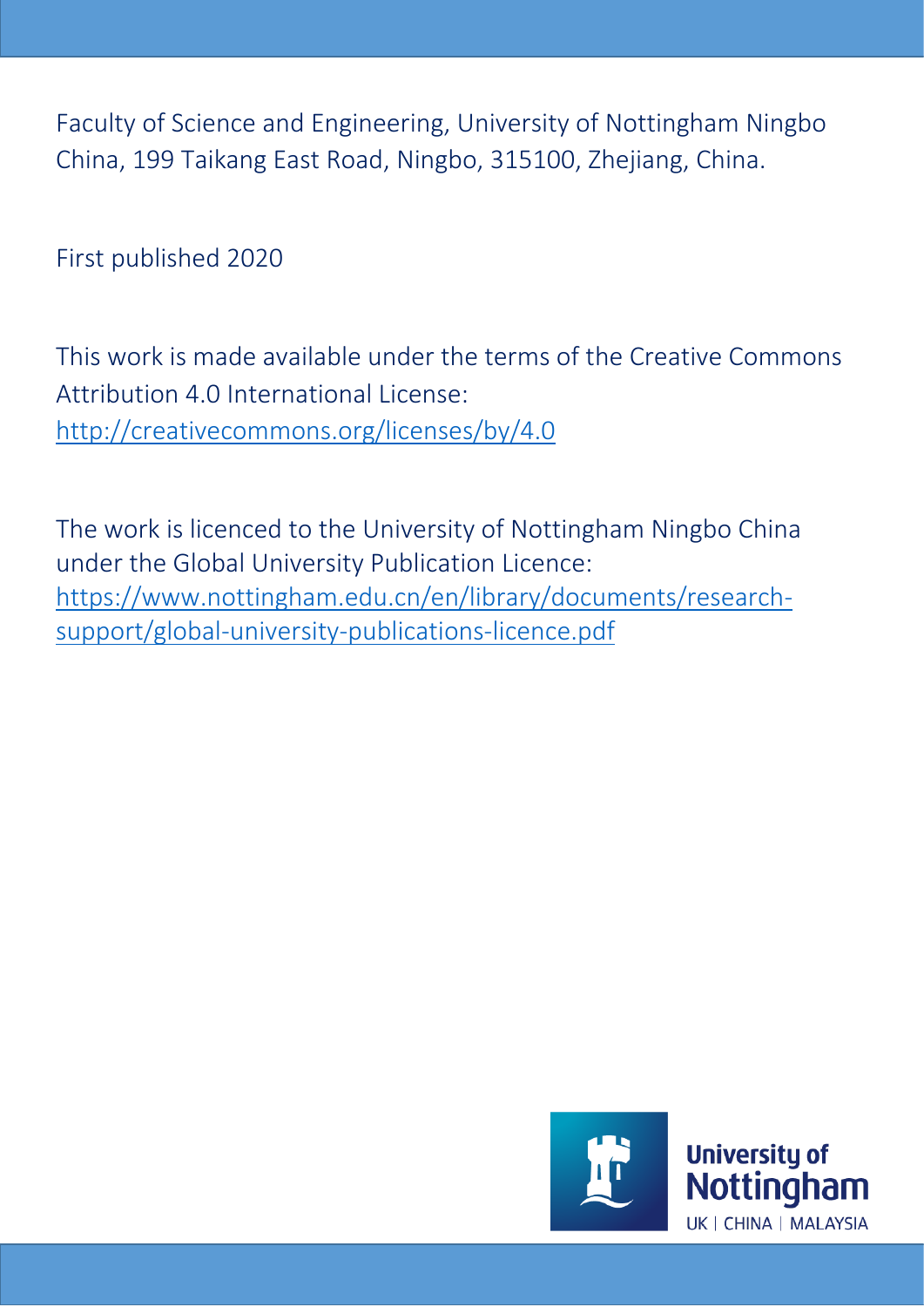Faculty of Science and Engineering, University of Nottingham Ningbo China, 199 Taikang East Road, Ningbo, 315100, Zhejiang, China.

First published 2020

This work is made available under the terms of the Creative Commons Attribution 4.0 International License: http://creativecommons.org/licenses/by/4.0

The work is licenced to the University of Nottingham Ningbo China under the Global University Publication Licence: https://www.nottingham.edu.cn/en/library/documents/research-support/global-university-publications-licence.pdf

University of Nottingham
UK | CHINA | MALAYSIA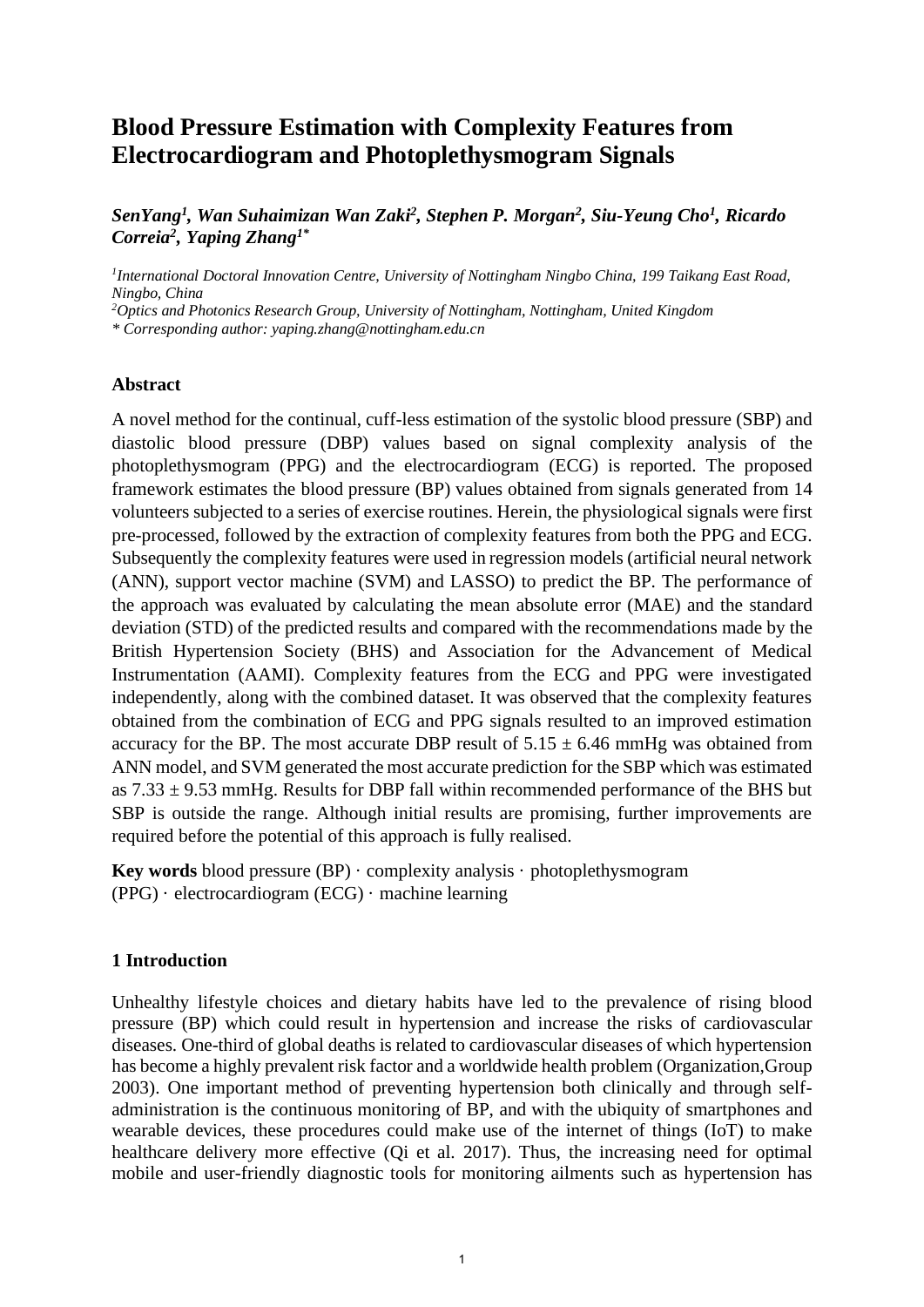# Blood Pressure Estimation with Complexity Features from Electrocardiogram and Photoplethysmogram Signals

*SenYang[1], Wan Suhaimizan Wan Zaki[2], Stephen P. Morgan[2], Siu-Yeung Cho[1], Ricardo Correia[2], Yaping Zhang[1*]*

*[1]International Doctoral Innovation Centre, University of Nottingham Ningbo China, 199 Taikang East Road, Ningbo, China*

*[2]Optics and Photonics Research Group, University of Nottingham, Nottingham, United Kingdom*

*\* Corresponding author: yaping.zhang@nottingham.edu.cn*

**Abstract**

A novel method for the continual, cuff-less estimation of the systolic blood pressure (SBP) and diastolic blood pressure (DBP) values based on signal complexity analysis of the photoplethysmogram (PPG) and the electrocardiogram (ECG) is reported. The proposed framework estimates the blood pressure (BP) values obtained from signals generated from 14 volunteers subjected to a series of exercise routines. Herein, the physiological signals were first pre-processed, followed by the extraction of complexity features from both the PPG and ECG. Subsequently the complexity features were used in regression models (artificial neural network (ANN), support vector machine (SVM) and LASSO) to predict the BP. The performance of the approach was evaluated by calculating the mean absolute error (MAE) and the standard deviation (STD) of the predicted results and compared with the recommendations made by the British Hypertension Society (BHS) and Association for the Advancement of Medical Instrumentation (AAMI). Complexity features from the ECG and PPG were investigated independently, along with the combined dataset. It was observed that the complexity features obtained from the combination of ECG and PPG signals resulted to an improved estimation accuracy for the BP. The most accurate DBP result of $5.15 \pm 6.46$ mmHg was obtained from ANN model, and SVM generated the most accurate prediction for the SBP which was estimated as $7.33 \pm 9.53$ mmHg. Results for DBP fall within recommended performance of the BHS but SBP is outside the range. Although initial results are promising, further improvements are required before the potential of this approach is fully realised.

**Key words** blood pressure (BP) · complexity analysis · photoplethysmogram (PPG) · electrocardiogram (ECG) · machine learning

## 1 Introduction

Unhealthy lifestyle choices and dietary habits have led to the prevalence of rising blood pressure (BP) which could result in hypertension and increase the risks of cardiovascular diseases. One-third of global deaths is related to cardiovascular diseases of which hypertension has become a highly prevalent risk factor and a worldwide health problem (Organization,Group 2003). One important method of preventing hypertension both clinically and through self-administration is the continuous monitoring of BP, and with the ubiquity of smartphones and wearable devices, these procedures could make use of the internet of things (IoT) to make healthcare delivery more effective (Qi et al. 2017). Thus, the increasing need for optimal mobile and user-friendly diagnostic tools for monitoring ailments such as hypertension has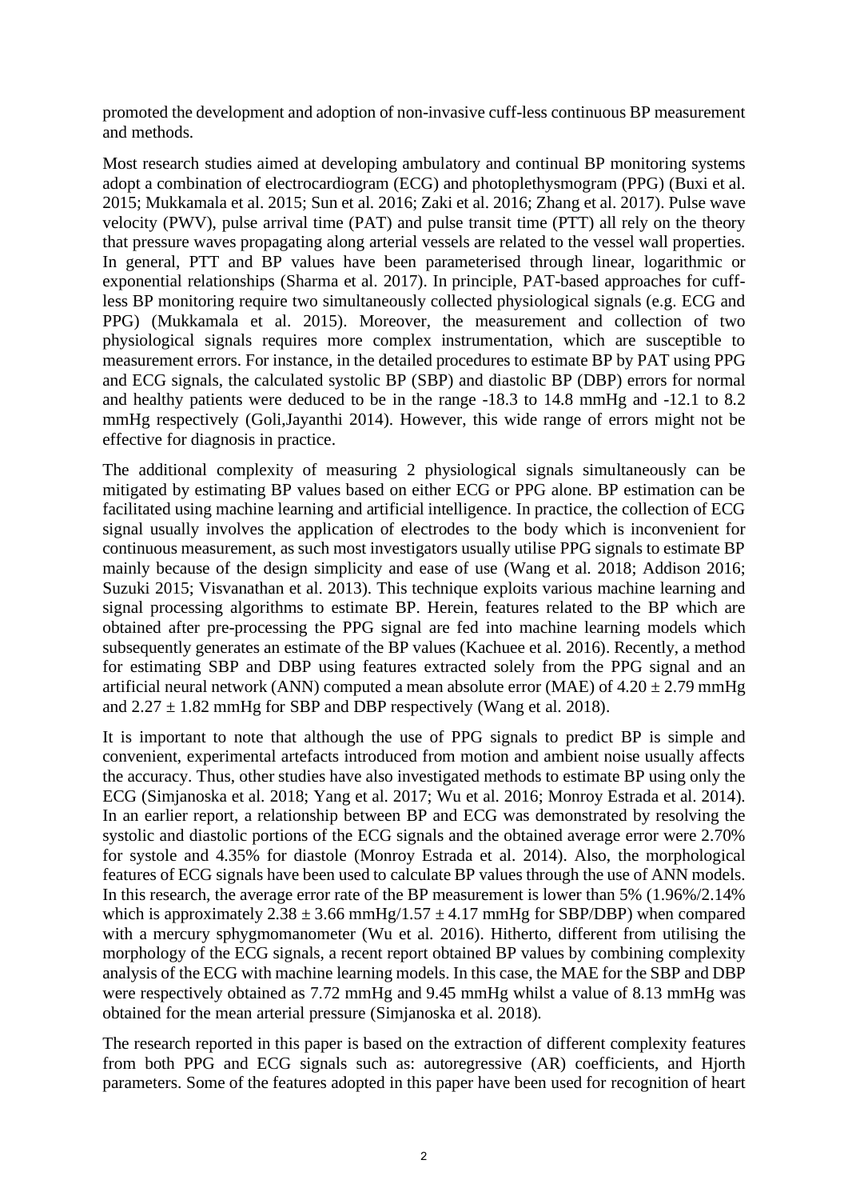promoted the development and adoption of non-invasive cuff-less continuous BP measurement and methods.

Most research studies aimed at developing ambulatory and continual BP monitoring systems adopt a combination of electrocardiogram (ECG) and photoplethysmogram (PPG) (Buxi et al. 2015; Mukkamala et al. 2015; Sun et al. 2016; Zaki et al. 2016; Zhang et al. 2017). Pulse wave velocity (PWV), pulse arrival time (PAT) and pulse transit time (PTT) all rely on the theory that pressure waves propagating along arterial vessels are related to the vessel wall properties. In general, PTT and BP values have been parameterised through linear, logarithmic or exponential relationships (Sharma et al. 2017). In principle, PAT-based approaches for cuff-less BP monitoring require two simultaneously collected physiological signals (e.g. ECG and PPG) (Mukkamala et al. 2015). Moreover, the measurement and collection of two physiological signals requires more complex instrumentation, which are susceptible to measurement errors. For instance, in the detailed procedures to estimate BP by PAT using PPG and ECG signals, the calculated systolic BP (SBP) and diastolic BP (DBP) errors for normal and healthy patients were deduced to be in the range -18.3 to 14.8 mmHg and -12.1 to 8.2 mmHg respectively (Goli,Jayanthi 2014). However, this wide range of errors might not be effective for diagnosis in practice.

The additional complexity of measuring 2 physiological signals simultaneously can be mitigated by estimating BP values based on either ECG or PPG alone. BP estimation can be facilitated using machine learning and artificial intelligence. In practice, the collection of ECG signal usually involves the application of electrodes to the body which is inconvenient for continuous measurement, as such most investigators usually utilise PPG signals to estimate BP mainly because of the design simplicity and ease of use (Wang et al. 2018; Addison 2016; Suzuki 2015; Visvanathan et al. 2013). This technique exploits various machine learning and signal processing algorithms to estimate BP. Herein, features related to the BP which are obtained after pre-processing the PPG signal are fed into machine learning models which subsequently generates an estimate of the BP values (Kachuee et al. 2016). Recently, a method for estimating SBP and DBP using features extracted solely from the PPG signal and an artificial neural network (ANN) computed a mean absolute error (MAE) of $4.20 \pm 2.79$ mmHg and $2.27 \pm 1.82$ mmHg for SBP and DBP respectively (Wang et al. 2018).

It is important to note that although the use of PPG signals to predict BP is simple and convenient, experimental artefacts introduced from motion and ambient noise usually affects the accuracy. Thus, other studies have also investigated methods to estimate BP using only the ECG (Simjanoska et al. 2018; Yang et al. 2017; Wu et al. 2016; Monroy Estrada et al. 2014). In an earlier report, a relationship between BP and ECG was demonstrated by resolving the systolic and diastolic portions of the ECG signals and the obtained average error were 2.70% for systole and 4.35% for diastole (Monroy Estrada et al. 2014). Also, the morphological features of ECG signals have been used to calculate BP values through the use of ANN models. In this research, the average error rate of the BP measurement is lower than 5% (1.96%/2.14% which is approximately $2.38 \pm 3.66$ mmHg/$1.57 \pm 4.17$ mmHg for SBP/DBP) when compared with a mercury sphygmomanometer (Wu et al. 2016). Hitherto, different from utilising the morphology of the ECG signals, a recent report obtained BP values by combining complexity analysis of the ECG with machine learning models. In this case, the MAE for the SBP and DBP were respectively obtained as 7.72 mmHg and 9.45 mmHg whilst a value of 8.13 mmHg was obtained for the mean arterial pressure (Simjanoska et al. 2018).

The research reported in this paper is based on the extraction of different complexity features from both PPG and ECG signals such as: autoregressive (AR) coefficients, and Hjorth parameters. Some of the features adopted in this paper have been used for recognition of heart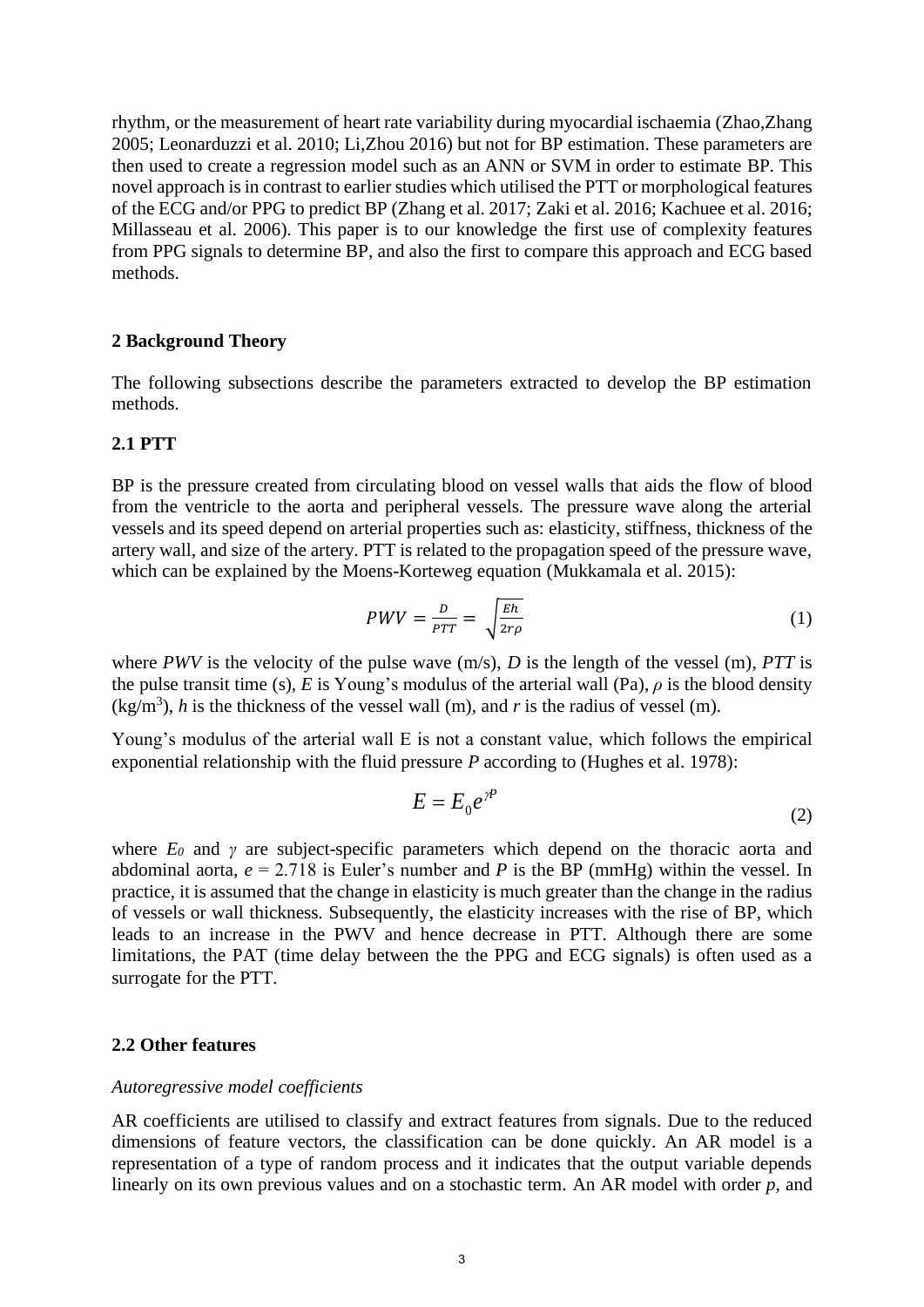rhythm, or the measurement of heart rate variability during myocardial ischaemia (Zhao,Zhang 2005; Leonarduzzi et al. 2010; Li,Zhou 2016) but not for BP estimation. These parameters are then used to create a regression model such as an ANN or SVM in order to estimate BP. This novel approach is in contrast to earlier studies which utilised the PTT or morphological features of the ECG and/or PPG to predict BP (Zhang et al. 2017; Zaki et al. 2016; Kachuee et al. 2016; Millasseau et al. 2006). This paper is to our knowledge the first use of complexity features from PPG signals to determine BP, and also the first to compare this approach and ECG based methods.

## 2 Background Theory

The following subsections describe the parameters extracted to develop the BP estimation methods.

### 2.1 PTT

BP is the pressure created from circulating blood on vessel walls that aids the flow of blood from the ventricle to the aorta and peripheral vessels. The pressure wave along the arterial vessels and its speed depend on arterial properties such as: elasticity, stiffness, thickness of the artery wall, and size of the artery. PTT is related to the propagation speed of the pressure wave, which can be explained by the Moens-Korteweg equation (Mukkamala et al. 2015):

$$PWV = \frac{D}{PTT} = \sqrt{\frac{Eh}{2r\rho}} \tag{1}$$

where *PWV* is the velocity of the pulse wave (m/s), *D* is the length of the vessel (m), *PTT* is the pulse transit time (s), *E* is Young's modulus of the arterial wall (Pa), $\rho$ is the blood density (kg/m$^3$), *h* is the thickness of the vessel wall (m), and *r* is the radius of vessel (m).

Young's modulus of the arterial wall E is not a constant value, which follows the empirical exponential relationship with the fluid pressure *P* according to (Hughes et al. 1978):

$$E = E_0 e^{\gamma P} \tag{2}$$

where $E_0$ and $\gamma$ are subject-specific parameters which depend on the thoracic aorta and abdominal aorta, $e = 2.718$ is Euler's number and *P* is the BP (mmHg) within the vessel. In practice, it is assumed that the change in elasticity is much greater than the change in the radius of vessels or wall thickness. Subsequently, the elasticity increases with the rise of BP, which leads to an increase in the PWV and hence decrease in PTT. Although there are some limitations, the PAT (time delay between the the PPG and ECG signals) is often used as a surrogate for the PTT.

### 2.2 Other features

*Autoregressive model coefficients*

AR coefficients are utilised to classify and extract features from signals. Due to the reduced dimensions of feature vectors, the classification can be done quickly. An AR model is a representation of a type of random process and it indicates that the output variable depends linearly on its own previous values and on a stochastic term. An AR model with order *p*, and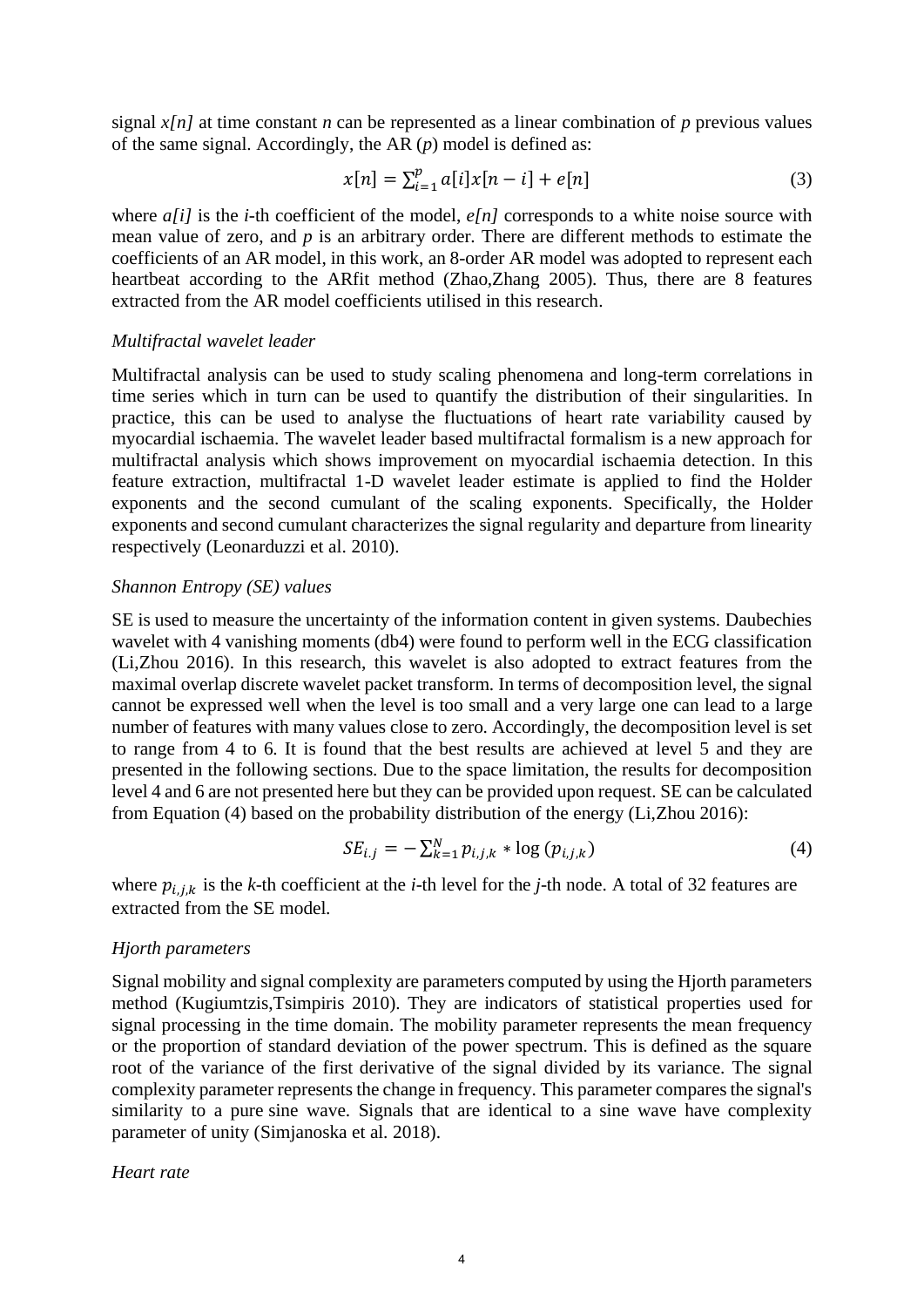signal *x[n]* at time constant *n* can be represented as a linear combination of *p* previous values of the same signal. Accordingly, the AR (*p*) model is defined as:

$$x[n] = \sum_{i=1}^{p} a[i]x[n-i] + e[n] \tag{3}$$

where *a[i]* is the *i*-th coefficient of the model, *e[n]* corresponds to a white noise source with mean value of zero, and *p* is an arbitrary order. There are different methods to estimate the coefficients of an AR model, in this work, an 8-order AR model was adopted to represent each heartbeat according to the ARfit method (Zhao,Zhang 2005). Thus, there are 8 features extracted from the AR model coefficients utilised in this research.

*Multifractal wavelet leader*

Multifractal analysis can be used to study scaling phenomena and long-term correlations in time series which in turn can be used to quantify the distribution of their singularities. In practice, this can be used to analyse the fluctuations of heart rate variability caused by myocardial ischaemia. The wavelet leader based multifractal formalism is a new approach for multifractal analysis which shows improvement on myocardial ischaemia detection. In this feature extraction, multifractal 1-D wavelet leader estimate is applied to find the Holder exponents and the second cumulant of the scaling exponents. Specifically, the Holder exponents and second cumulant characterizes the signal regularity and departure from linearity respectively (Leonarduzzi et al. 2010).

*Shannon Entropy (SE) values*

SE is used to measure the uncertainty of the information content in given systems. Daubechies wavelet with 4 vanishing moments (db4) were found to perform well in the ECG classification (Li,Zhou 2016). In this research, this wavelet is also adopted to extract features from the maximal overlap discrete wavelet packet transform. In terms of decomposition level, the signal cannot be expressed well when the level is too small and a very large one can lead to a large number of features with many values close to zero. Accordingly, the decomposition level is set to range from 4 to 6. It is found that the best results are achieved at level 5 and they are presented in the following sections. Due to the space limitation, the results for decomposition level 4 and 6 are not presented here but they can be provided upon request. SE can be calculated from Equation (4) based on the probability distribution of the energy (Li,Zhou 2016):

$$SE_{i,j} = -\sum_{k=1}^{N} p_{i,j,k} * \log(p_{i,j,k}) \tag{4}$$

where $p_{i,j,k}$ is the *k*-th coefficient at the *i*-th level for the *j*-th node. A total of 32 features are extracted from the SE model.

*Hjorth parameters*

Signal mobility and signal complexity are parameters computed by using the Hjorth parameters method (Kugiumtzis,Tsimpiris 2010). They are indicators of statistical properties used for signal processing in the time domain. The mobility parameter represents the mean frequency or the proportion of standard deviation of the power spectrum. This is defined as the square root of the variance of the first derivative of the signal divided by its variance. The signal complexity parameter represents the change in frequency. This parameter compares the signal's similarity to a pure sine wave. Signals that are identical to a sine wave have complexity parameter of unity (Simjanoska et al. 2018).

*Heart rate*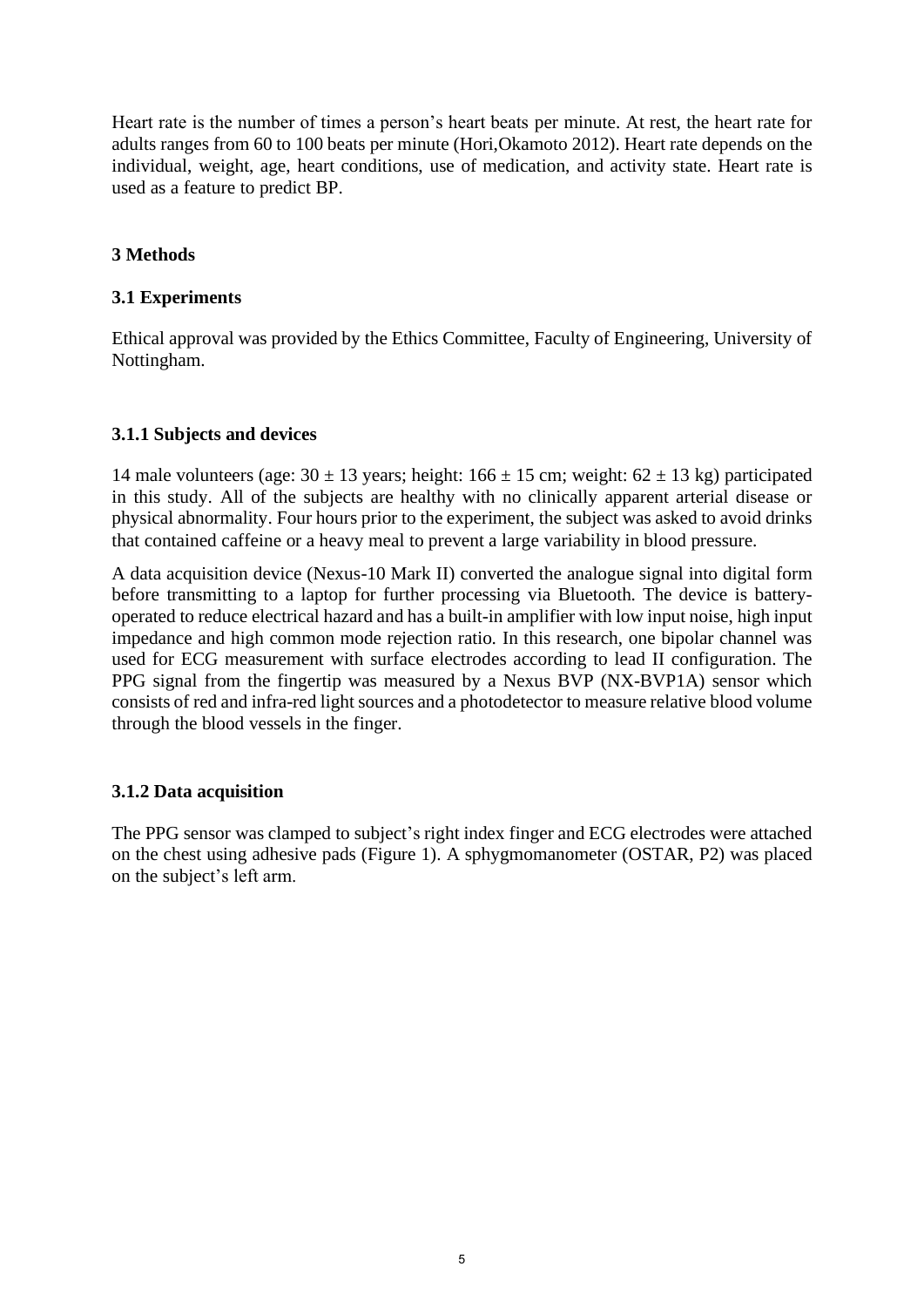Heart rate is the number of times a person's heart beats per minute. At rest, the heart rate for adults ranges from 60 to 100 beats per minute (Hori,Okamoto 2012). Heart rate depends on the individual, weight, age, heart conditions, use of medication, and activity state. Heart rate is used as a feature to predict BP.

## 3 Methods

### 3.1 Experiments

Ethical approval was provided by the Ethics Committee, Faculty of Engineering, University of Nottingham.

#### 3.1.1 Subjects and devices

14 male volunteers (age: $30 \pm 13$ years; height: $166 \pm 15$ cm; weight: $62 \pm 13$ kg) participated in this study. All of the subjects are healthy with no clinically apparent arterial disease or physical abnormality. Four hours prior to the experiment, the subject was asked to avoid drinks that contained caffeine or a heavy meal to prevent a large variability in blood pressure.

A data acquisition device (Nexus-10 Mark II) converted the analogue signal into digital form before transmitting to a laptop for further processing via Bluetooth. The device is battery-operated to reduce electrical hazard and has a built-in amplifier with low input noise, high input impedance and high common mode rejection ratio. In this research, one bipolar channel was used for ECG measurement with surface electrodes according to lead II configuration. The PPG signal from the fingertip was measured by a Nexus BVP (NX-BVP1A) sensor which consists of red and infra-red light sources and a photodetector to measure relative blood volume through the blood vessels in the finger.

#### 3.1.2 Data acquisition

The PPG sensor was clamped to subject's right index finger and ECG electrodes were attached on the chest using adhesive pads (Figure 1). A sphygmomanometer (OSTAR, P2) was placed on the subject's left arm.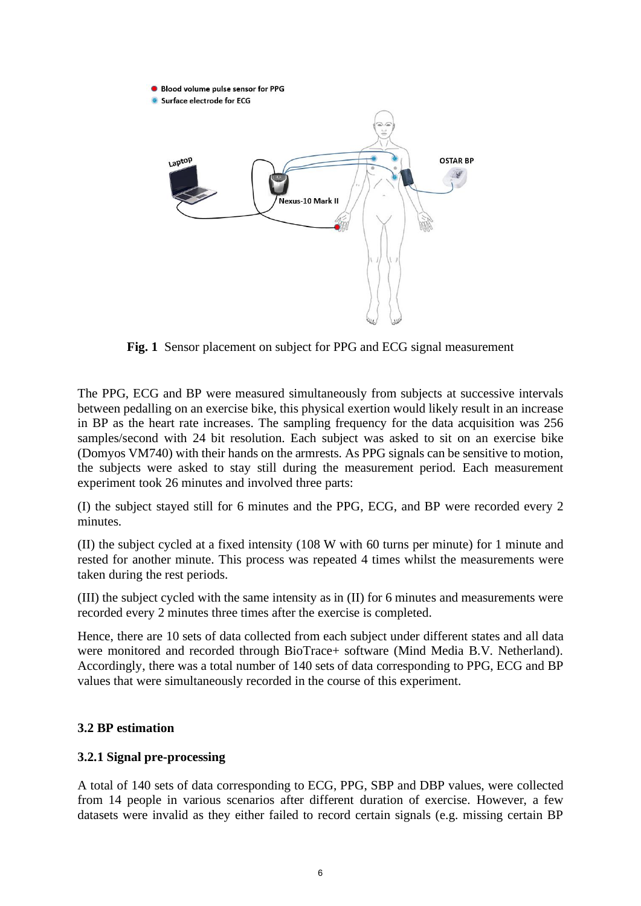**Fig. 1** Sensor placement on subject for PPG and ECG signal measurement

The PPG, ECG and BP were measured simultaneously from subjects at successive intervals between pedalling on an exercise bike, this physical exertion would likely result in an increase in BP as the heart rate increases. The sampling frequency for the data acquisition was 256 samples/second with 24 bit resolution. Each subject was asked to sit on an exercise bike (Domyos VM740) with their hands on the armrests. As PPG signals can be sensitive to motion, the subjects were asked to stay still during the measurement period. Each measurement experiment took 26 minutes and involved three parts:

(I) the subject stayed still for 6 minutes and the PPG, ECG, and BP were recorded every 2 minutes.

(II) the subject cycled at a fixed intensity (108 W with 60 turns per minute) for 1 minute and rested for another minute. This process was repeated 4 times whilst the measurements were taken during the rest periods.

(III) the subject cycled with the same intensity as in (II) for 6 minutes and measurements were recorded every 2 minutes three times after the exercise is completed.

Hence, there are 10 sets of data collected from each subject under different states and all data were monitored and recorded through BioTrace+ software (Mind Media B.V. Netherland). Accordingly, there was a total number of 140 sets of data corresponding to PPG, ECG and BP values that were simultaneously recorded in the course of this experiment.

### 3.2 BP estimation

#### 3.2.1 Signal pre-processing

A total of 140 sets of data corresponding to ECG, PPG, SBP and DBP values, were collected from 14 people in various scenarios after different duration of exercise. However, a few datasets were invalid as they either failed to record certain signals (e.g. missing certain BP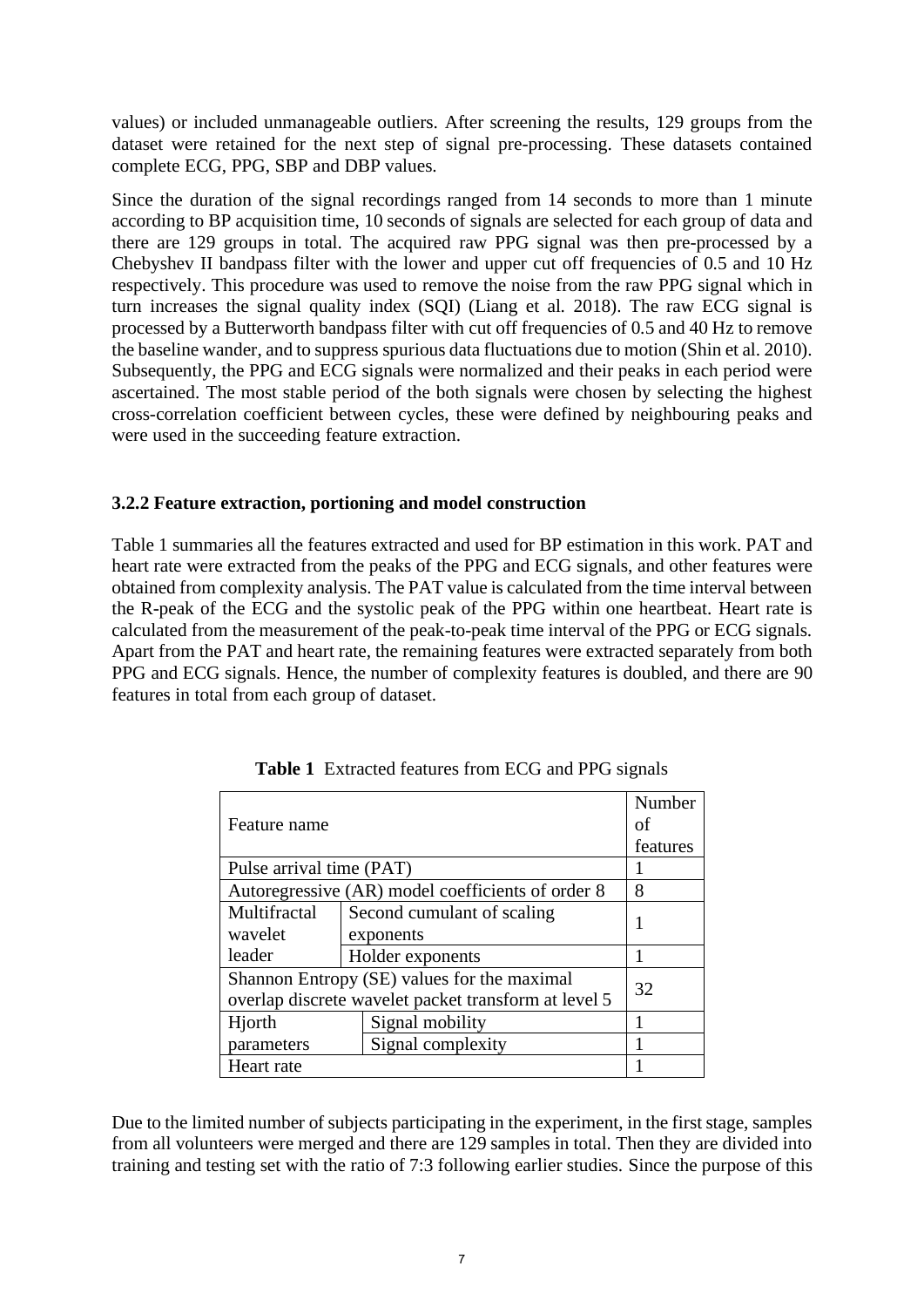values) or included unmanageable outliers. After screening the results, 129 groups from the dataset were retained for the next step of signal pre-processing. These datasets contained complete ECG, PPG, SBP and DBP values.

Since the duration of the signal recordings ranged from 14 seconds to more than 1 minute according to BP acquisition time, 10 seconds of signals are selected for each group of data and there are 129 groups in total. The acquired raw PPG signal was then pre-processed by a Chebyshev II bandpass filter with the lower and upper cut off frequencies of 0.5 and 10 Hz respectively. This procedure was used to remove the noise from the raw PPG signal which in turn increases the signal quality index (SQI) (Liang et al. 2018). The raw ECG signal is processed by a Butterworth bandpass filter with cut off frequencies of 0.5 and 40 Hz to remove the baseline wander, and to suppress spurious data fluctuations due to motion (Shin et al. 2010). Subsequently, the PPG and ECG signals were normalized and their peaks in each period were ascertained. The most stable period of the both signals were chosen by selecting the highest cross-correlation coefficient between cycles, these were defined by neighbouring peaks and were used in the succeeding feature extraction.

### 3.2.2 Feature extraction, portioning and model construction

Table 1 summaries all the features extracted and used for BP estimation in this work. PAT and heart rate were extracted from the peaks of the PPG and ECG signals, and other features were obtained from complexity analysis. The PAT value is calculated from the time interval between the R-peak of the ECG and the systolic peak of the PPG within one heartbeat. Heart rate is calculated from the measurement of the peak-to-peak time interval of the PPG or ECG signals. Apart from the PAT and heart rate, the remaining features were extracted separately from both PPG and ECG signals. Hence, the number of complexity features is doubled, and there are 90 features in total from each group of dataset.

**Table 1** Extracted features from ECG and PPG signals

| Feature name | | Number of features |
|---|---|---|
| Pulse arrival time (PAT) | | 1 |
| Autoregressive (AR) model coefficients of order 8 | | 8 |
| Multifractal wavelet leader | Second cumulant of scaling exponents | 1 |
| | Holder exponents | 1 |
| Shannon Entropy (SE) values for the maximal overlap discrete wavelet packet transform at level 5 | | 32 |
| Hjorth parameters | Signal mobility | 1 |
| | Signal complexity | 1 |
| Heart rate | | 1 |

Due to the limited number of subjects participating in the experiment, in the first stage, samples from all volunteers were merged and there are 129 samples in total. Then they are divided into training and testing set with the ratio of 7:3 following earlier studies. Since the purpose of this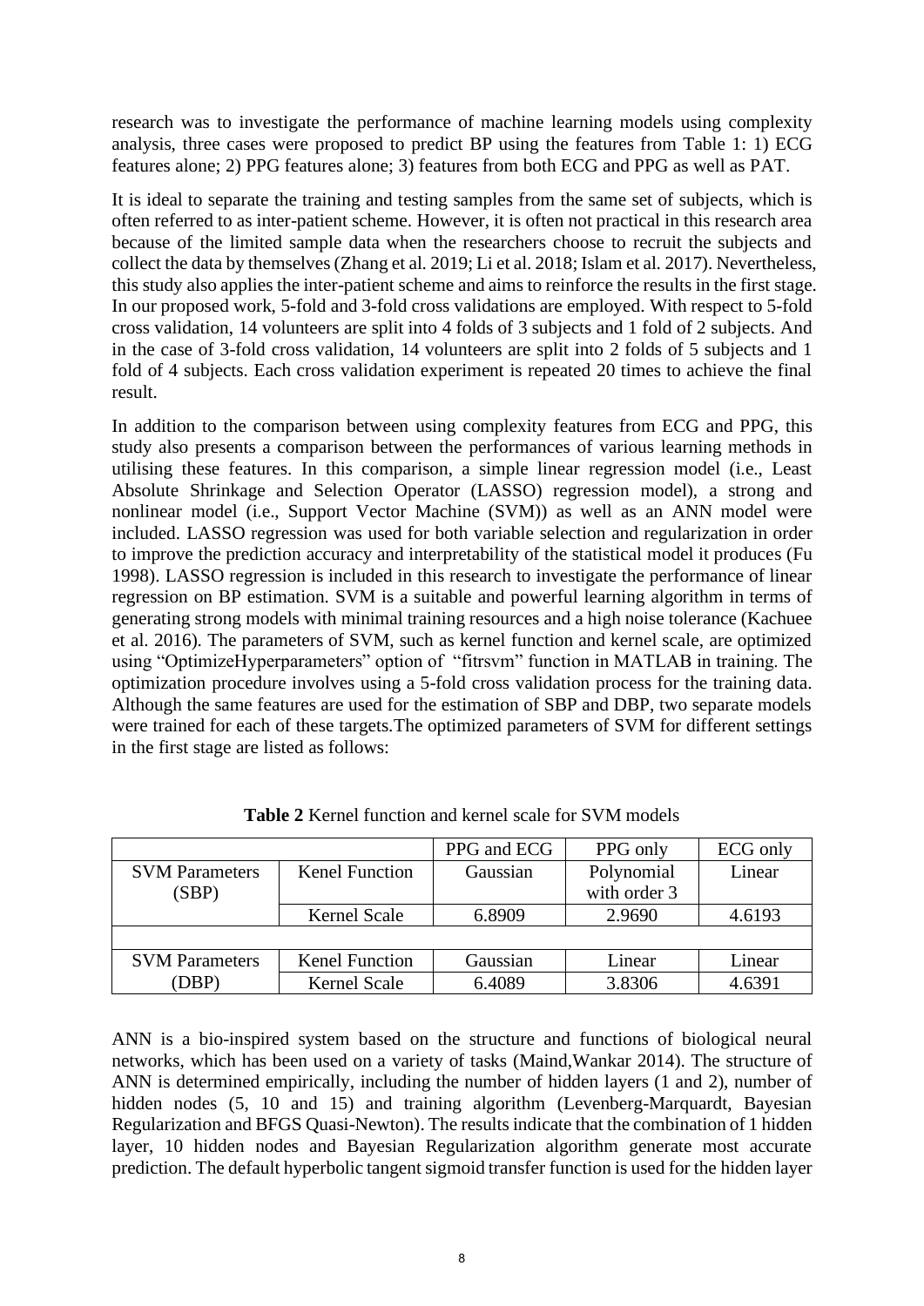research was to investigate the performance of machine learning models using complexity analysis, three cases were proposed to predict BP using the features from Table 1: 1) ECG features alone; 2) PPG features alone; 3) features from both ECG and PPG as well as PAT.

It is ideal to separate the training and testing samples from the same set of subjects, which is often referred to as inter-patient scheme. However, it is often not practical in this research area because of the limited sample data when the researchers choose to recruit the subjects and collect the data by themselves (Zhang et al. 2019; Li et al. 2018; Islam et al. 2017). Nevertheless, this study also applies the inter-patient scheme and aims to reinforce the results in the first stage. In our proposed work, 5-fold and 3-fold cross validations are employed. With respect to 5-fold cross validation, 14 volunteers are split into 4 folds of 3 subjects and 1 fold of 2 subjects. And in the case of 3-fold cross validation, 14 volunteers are split into 2 folds of 5 subjects and 1 fold of 4 subjects. Each cross validation experiment is repeated 20 times to achieve the final result.

In addition to the comparison between using complexity features from ECG and PPG, this study also presents a comparison between the performances of various learning methods in utilising these features. In this comparison, a simple linear regression model (i.e., Least Absolute Shrinkage and Selection Operator (LASSO) regression model), a strong and nonlinear model (i.e., Support Vector Machine (SVM)) as well as an ANN model were included. LASSO regression was used for both variable selection and regularization in order to improve the prediction accuracy and interpretability of the statistical model it produces (Fu 1998). LASSO regression is included in this research to investigate the performance of linear regression on BP estimation. SVM is a suitable and powerful learning algorithm in terms of generating strong models with minimal training resources and a high noise tolerance (Kachuee et al. 2016). The parameters of SVM, such as kernel function and kernel scale, are optimized using "OptimizeHyperparameters" option of "fitrsvm" function in MATLAB in training. The optimization procedure involves using a 5-fold cross validation process for the training data. Although the same features are used for the estimation of SBP and DBP, two separate models were trained for each of these targets.The optimized parameters of SVM for different settings in the first stage are listed as follows:

**Table 2** Kernel function and kernel scale for SVM models

| | | PPG and ECG | PPG only | ECG only |
|---|---|---|---|---|
| SVM Parameters (SBP) | Kenel Function | Gaussian | Polynomial with order 3 | Linear |
| | Kernel Scale | 6.8909 | 2.9690 | 4.6193 |
| | | | | |
| SVM Parameters (DBP) | Kenel Function | Gaussian | Linear | Linear |
| | Kernel Scale | 6.4089 | 3.8306 | 4.6391 |

ANN is a bio-inspired system based on the structure and functions of biological neural networks, which has been used on a variety of tasks (Maind,Wankar 2014). The structure of ANN is determined empirically, including the number of hidden layers (1 and 2), number of hidden nodes (5, 10 and 15) and training algorithm (Levenberg-Marquardt, Bayesian Regularization and BFGS Quasi-Newton). The results indicate that the combination of 1 hidden layer, 10 hidden nodes and Bayesian Regularization algorithm generate most accurate prediction. The default hyperbolic tangent sigmoid transfer function is used for the hidden layer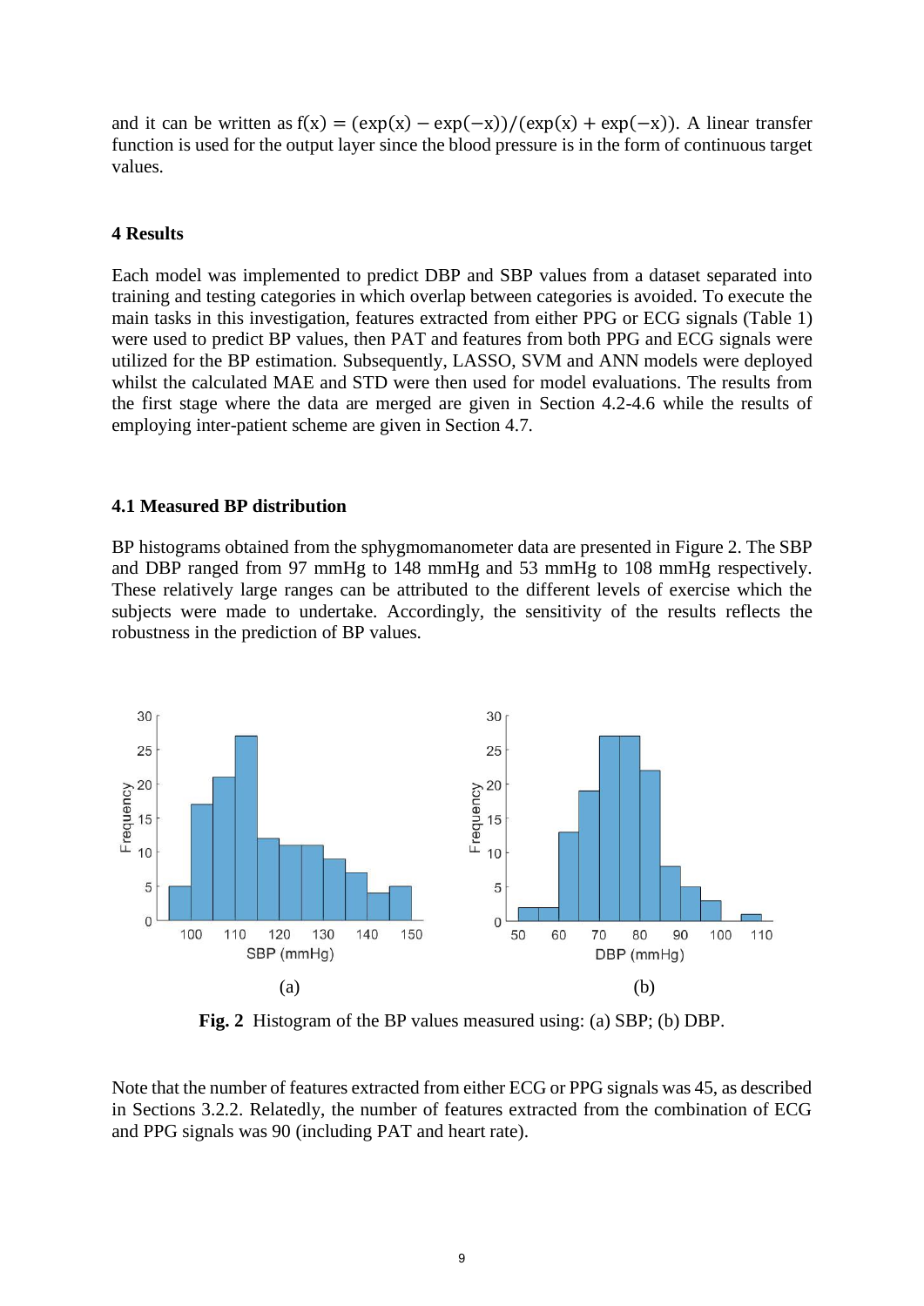and it can be written as $f(x) = (\exp(x) - \exp(-x))/(\exp(x) + \exp(-x))$. A linear transfer function is used for the output layer since the blood pressure is in the form of continuous target values.

## 4 Results

Each model was implemented to predict DBP and SBP values from a dataset separated into training and testing categories in which overlap between categories is avoided. To execute the main tasks in this investigation, features extracted from either PPG or ECG signals (Table 1) were used to predict BP values, then PAT and features from both PPG and ECG signals were utilized for the BP estimation. Subsequently, LASSO, SVM and ANN models were deployed whilst the calculated MAE and STD were then used for model evaluations. The results from the first stage where the data are merged are given in Section 4.2-4.6 while the results of employing inter-patient scheme are given in Section 4.7.

### 4.1 Measured BP distribution

BP histograms obtained from the sphygmomanometer data are presented in Figure 2. The SBP and DBP ranged from 97 mmHg to 148 mmHg and 53 mmHg to 108 mmHg respectively. These relatively large ranges can be attributed to the different levels of exercise which the subjects were made to undertake. Accordingly, the sensitivity of the results reflects the robustness in the prediction of BP values.

(a) (b)

**Fig. 2** Histogram of the BP values measured using: (a) SBP; (b) DBP.

Note that the number of features extracted from either ECG or PPG signals was 45, as described in Sections 3.2.2. Relatedly, the number of features extracted from the combination of ECG and PPG signals was 90 (including PAT and heart rate).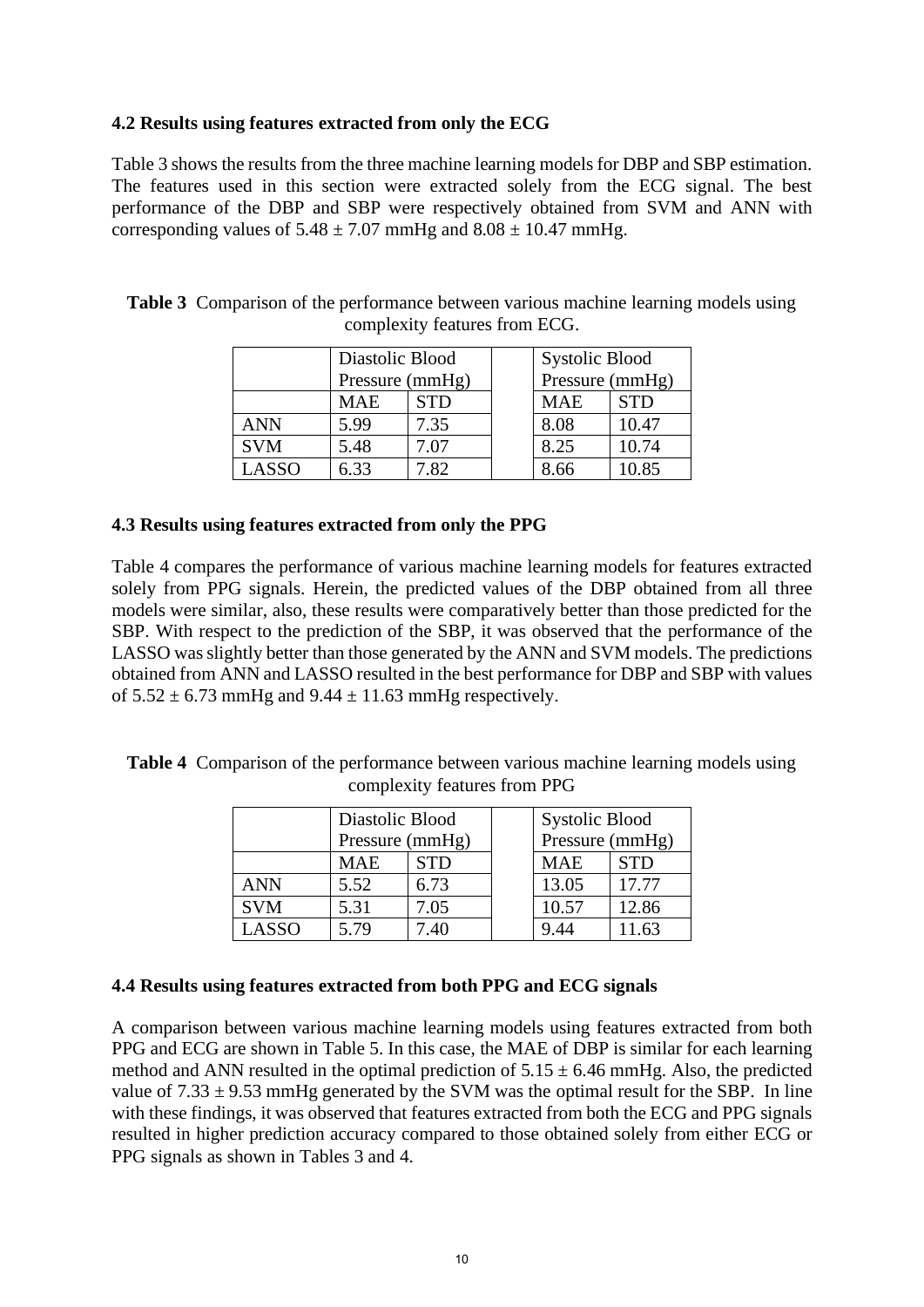### 4.2 Results using features extracted from only the ECG

Table 3 shows the results from the three machine learning models for DBP and SBP estimation. The features used in this section were extracted solely from the ECG signal. The best performance of the DBP and SBP were respectively obtained from SVM and ANN with corresponding values of 5.48 ± 7.07 mmHg and 8.08 ± 10.47 mmHg.

**Table 3** Comparison of the performance between various machine learning models using complexity features from ECG.

| | Diastolic Blood Pressure (mmHg) | | | Systolic Blood Pressure (mmHg) | |
|---|---|---|---|---|---|
| | MAE | STD | | MAE | STD |
| ANN | 5.99 | 7.35 | | 8.08 | 10.47 |
| SVM | 5.48 | 7.07 | | 8.25 | 10.74 |
| LASSO | 6.33 | 7.82 | | 8.66 | 10.85 |

### 4.3 Results using features extracted from only the PPG

Table 4 compares the performance of various machine learning models for features extracted solely from PPG signals. Herein, the predicted values of the DBP obtained from all three models were similar, also, these results were comparatively better than those predicted for the SBP. With respect to the prediction of the SBP, it was observed that the performance of the LASSO was slightly better than those generated by the ANN and SVM models. The predictions obtained from ANN and LASSO resulted in the best performance for DBP and SBP with values of 5.52 ± 6.73 mmHg and 9.44 ± 11.63 mmHg respectively.

**Table 4** Comparison of the performance between various machine learning models using complexity features from PPG

| | Diastolic Blood Pressure (mmHg) | | | Systolic Blood Pressure (mmHg) | |
|---|---|---|---|---|---|
| | MAE | STD | | MAE | STD |
| ANN | 5.52 | 6.73 | | 13.05 | 17.77 |
| SVM | 5.31 | 7.05 | | 10.57 | 12.86 |
| LASSO | 5.79 | 7.40 | | 9.44 | 11.63 |

### 4.4 Results using features extracted from both PPG and ECG signals

A comparison between various machine learning models using features extracted from both PPG and ECG are shown in Table 5. In this case, the MAE of DBP is similar for each learning method and ANN resulted in the optimal prediction of 5.15 ± 6.46 mmHg. Also, the predicted value of 7.33 ± 9.53 mmHg generated by the SVM was the optimal result for the SBP. In line with these findings, it was observed that features extracted from both the ECG and PPG signals resulted in higher prediction accuracy compared to those obtained solely from either ECG or PPG signals as shown in Tables 3 and 4.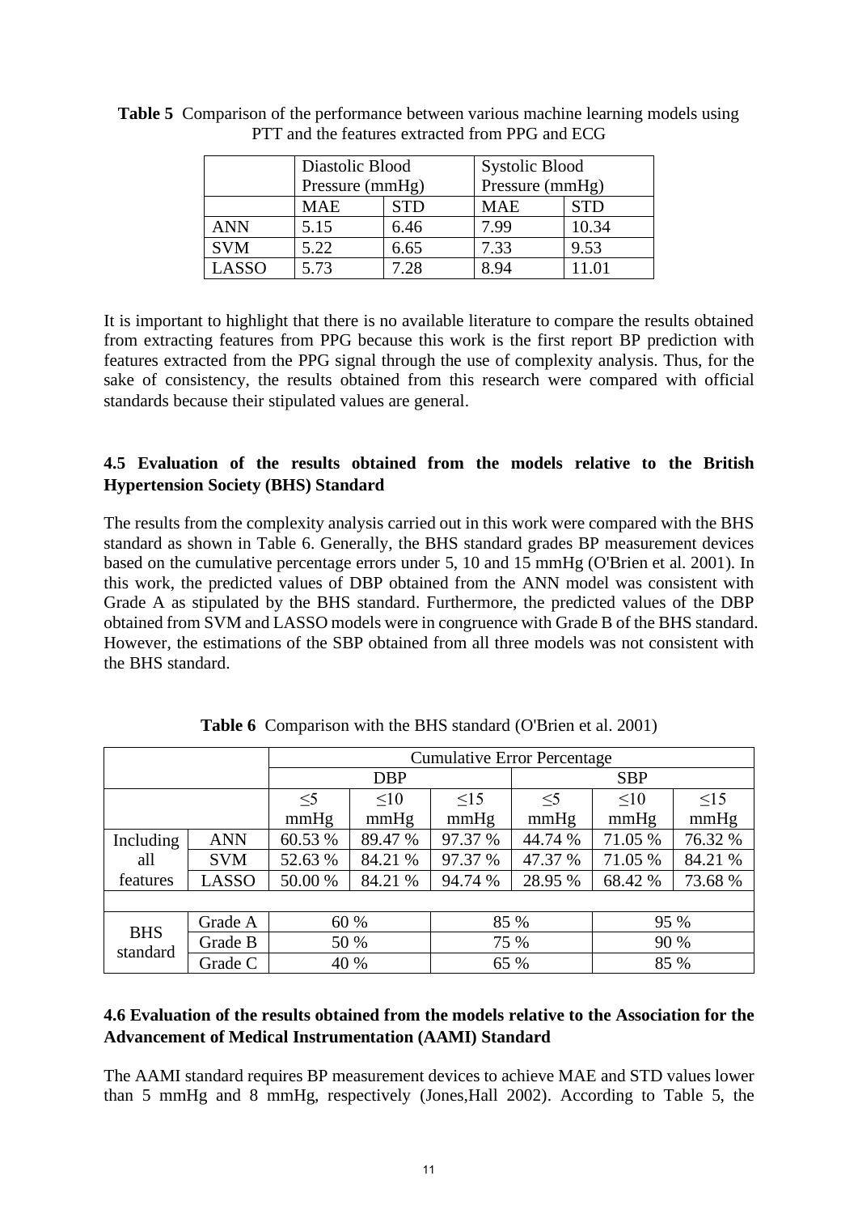**Table 5** Comparison of the performance between various machine learning models using PTT and the features extracted from PPG and ECG

| | Diastolic Blood Pressure (mmHg) | | Systolic Blood Pressure (mmHg) | |
|---|---|---|---|---|
| | MAE | STD | MAE | STD |
| ANN | 5.15 | 6.46 | 7.99 | 10.34 |
| SVM | 5.22 | 6.65 | 7.33 | 9.53 |
| LASSO | 5.73 | 7.28 | 8.94 | 11.01 |

It is important to highlight that there is no available literature to compare the results obtained from extracting features from PPG because this work is the first report BP prediction with features extracted from the PPG signal through the use of complexity analysis. Thus, for the sake of consistency, the results obtained from this research were compared with official standards because their stipulated values are general.

### 4.5 Evaluation of the results obtained from the models relative to the British Hypertension Society (BHS) Standard

The results from the complexity analysis carried out in this work were compared with the BHS standard as shown in Table 6. Generally, the BHS standard grades BP measurement devices based on the cumulative percentage errors under 5, 10 and 15 mmHg (O'Brien et al. 2001). In this work, the predicted values of DBP obtained from the ANN model was consistent with Grade A as stipulated by the BHS standard. Furthermore, the predicted values of the DBP obtained from SVM and LASSO models were in congruence with Grade B of the BHS standard. However, the estimations of the SBP obtained from all three models was not consistent with the BHS standard.

**Table 6** Comparison with the BHS standard (O'Brien et al. 2001)

| | | Cumulative Error Percentage | | | | | |
|---|---|---|---|---|---|---|---|
| | | DBP | | | SBP | | |
| | | ≤5 mmHg | ≤10 mmHg | ≤15 mmHg | ≤5 mmHg | ≤10 mmHg | ≤15 mmHg |
| Including all features | ANN | 60.53 % | 89.47 % | 97.37 % | 44.74 % | 71.05 % | 76.32 % |
| | SVM | 52.63 % | 84.21 % | 97.37 % | 47.37 % | 71.05 % | 84.21 % |
| | LASSO | 50.00 % | 84.21 % | 94.74 % | 28.95 % | 68.42 % | 73.68 % |
| | | | | | | | |
| BHS standard | Grade A | 60 % | | 85 % | | 95 % | |
| | Grade B | 50 % | | 75 % | | 90 % | |
| | Grade C | 40 % | | 65 % | | 85 % | |

### 4.6 Evaluation of the results obtained from the models relative to the Association for the Advancement of Medical Instrumentation (AAMI) Standard

The AAMI standard requires BP measurement devices to achieve MAE and STD values lower than 5 mmHg and 8 mmHg, respectively (Jones,Hall 2002). According to Table 5, the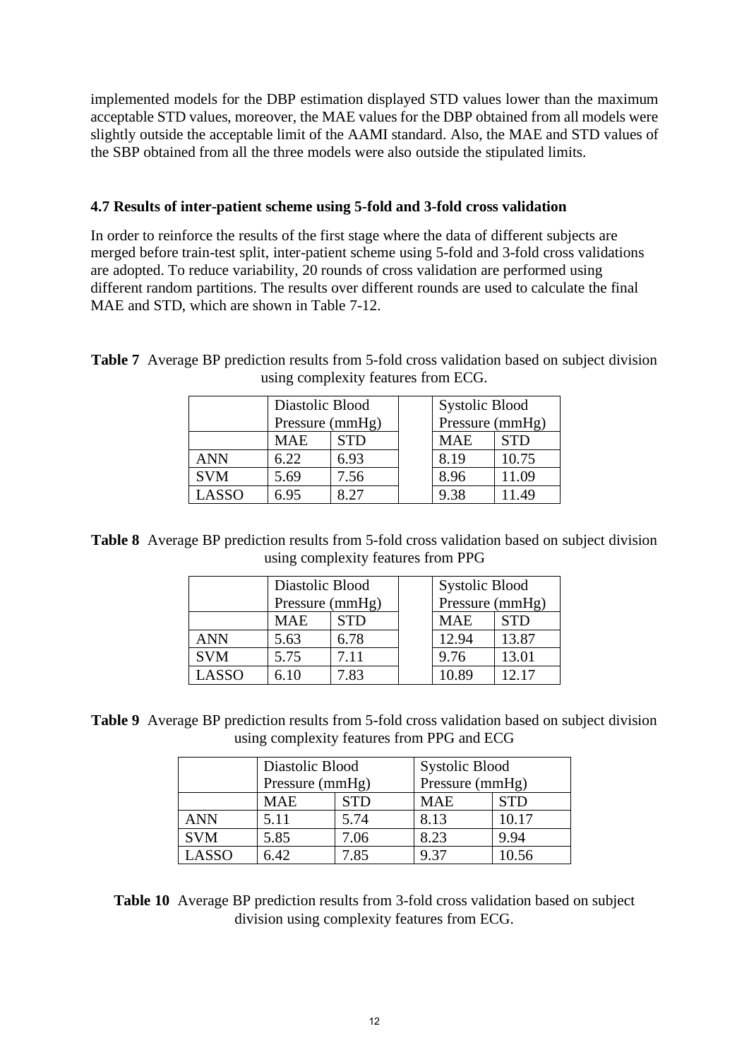implemented models for the DBP estimation displayed STD values lower than the maximum acceptable STD values, moreover, the MAE values for the DBP obtained from all models were slightly outside the acceptable limit of the AAMI standard. Also, the MAE and STD values of the SBP obtained from all the three models were also outside the stipulated limits.

### 4.7 Results of inter-patient scheme using 5-fold and 3-fold cross validation

In order to reinforce the results of the first stage where the data of different subjects are merged before train-test split, inter-patient scheme using 5-fold and 3-fold cross validations are adopted. To reduce variability, 20 rounds of cross validation are performed using different random partitions. The results over different rounds are used to calculate the final MAE and STD, which are shown in Table 7-12.

**Table 7** Average BP prediction results from 5-fold cross validation based on subject division using complexity features from ECG.

| | Diastolic Blood Pressure (mmHg) | | | Systolic Blood Pressure (mmHg) | |
|---|---|---|---|---|---|
| | MAE | STD | | MAE | STD |
| ANN | 6.22 | 6.93 | | 8.19 | 10.75 |
| SVM | 5.69 | 7.56 | | 8.96 | 11.09 |
| LASSO | 6.95 | 8.27 | | 9.38 | 11.49 |

**Table 8** Average BP prediction results from 5-fold cross validation based on subject division using complexity features from PPG

| | Diastolic Blood Pressure (mmHg) | | | Systolic Blood Pressure (mmHg) | |
|---|---|---|---|---|---|
| | MAE | STD | | MAE | STD |
| ANN | 5.63 | 6.78 | | 12.94 | 13.87 |
| SVM | 5.75 | 7.11 | | 9.76 | 13.01 |
| LASSO | 6.10 | 7.83 | | 10.89 | 12.17 |

**Table 9** Average BP prediction results from 5-fold cross validation based on subject division using complexity features from PPG and ECG

| | Diastolic Blood Pressure (mmHg) | | Systolic Blood Pressure (mmHg) | |
|---|---|---|---|---|
| | MAE | STD | MAE | STD |
| ANN | 5.11 | 5.74 | 8.13 | 10.17 |
| SVM | 5.85 | 7.06 | 8.23 | 9.94 |
| LASSO | 6.42 | 7.85 | 9.37 | 10.56 |

**Table 10** Average BP prediction results from 3-fold cross validation based on subject division using complexity features from ECG.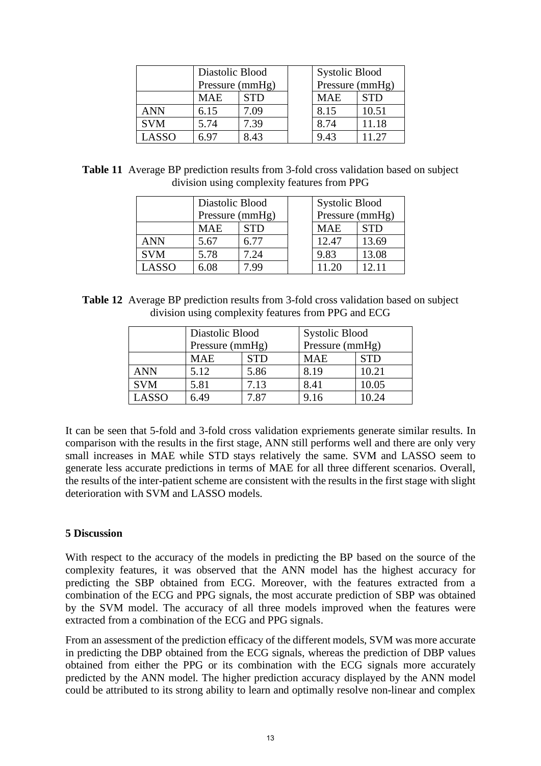| | Diastolic Blood Pressure (mmHg) | | Systolic Blood Pressure (mmHg) | |
|---|---|---|---|---|
| | MAE | STD | MAE | STD |
| ANN | 6.15 | 7.09 | 8.15 | 10.51 |
| SVM | 5.74 | 7.39 | 8.74 | 11.18 |
| LASSO | 6.97 | 8.43 | 9.43 | 11.27 |

**Table 11** Average BP prediction results from 3-fold cross validation based on subject division using complexity features from PPG

| | Diastolic Blood Pressure (mmHg) | | Systolic Blood Pressure (mmHg) | |
|---|---|---|---|---|
| | MAE | STD | MAE | STD |
| ANN | 5.67 | 6.77 | 12.47 | 13.69 |
| SVM | 5.78 | 7.24 | 9.83 | 13.08 |
| LASSO | 6.08 | 7.99 | 11.20 | 12.11 |

**Table 12** Average BP prediction results from 3-fold cross validation based on subject division using complexity features from PPG and ECG

| | Diastolic Blood Pressure (mmHg) | | Systolic Blood Pressure (mmHg) | |
|---|---|---|---|---|
| | MAE | STD | MAE | STD |
| ANN | 5.12 | 5.86 | 8.19 | 10.21 |
| SVM | 5.81 | 7.13 | 8.41 | 10.05 |
| LASSO | 6.49 | 7.87 | 9.16 | 10.24 |

It can be seen that 5-fold and 3-fold cross validation expriements generate similar results. In comparison with the results in the first stage, ANN still performs well and there are only very small increases in MAE while STD stays relatively the same. SVM and LASSO seem to generate less accurate predictions in terms of MAE for all three different scenarios. Overall, the results of the inter-patient scheme are consistent with the results in the first stage with slight deterioration with SVM and LASSO models.

## 5 Discussion

With respect to the accuracy of the models in predicting the BP based on the source of the complexity features, it was observed that the ANN model has the highest accuracy for predicting the SBP obtained from ECG. Moreover, with the features extracted from a combination of the ECG and PPG signals, the most accurate prediction of SBP was obtained by the SVM model. The accuracy of all three models improved when the features were extracted from a combination of the ECG and PPG signals.

From an assessment of the prediction efficacy of the different models, SVM was more accurate in predicting the DBP obtained from the ECG signals, whereas the prediction of DBP values obtained from either the PPG or its combination with the ECG signals more accurately predicted by the ANN model. The higher prediction accuracy displayed by the ANN model could be attributed to its strong ability to learn and optimally resolve non-linear and complex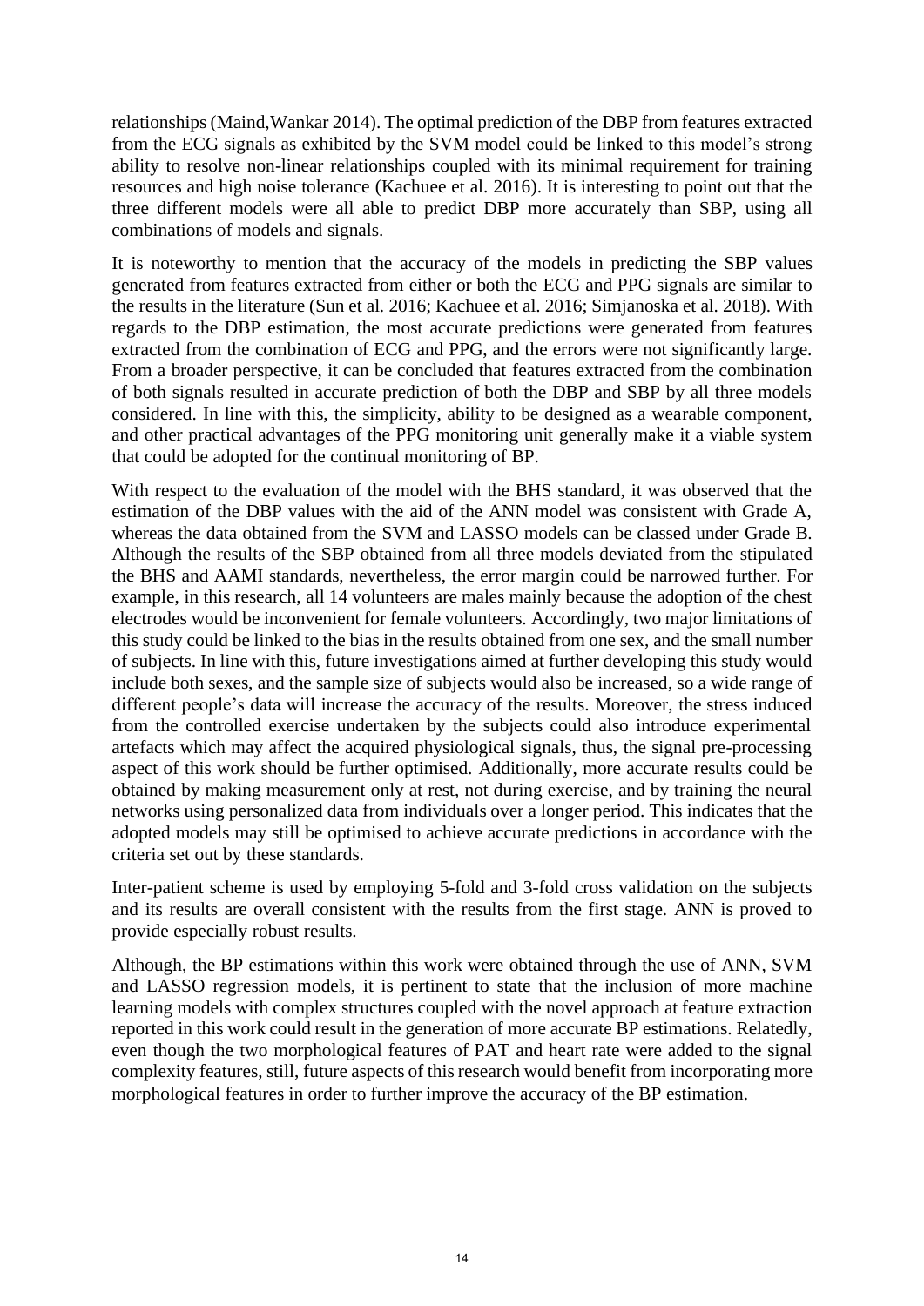relationships (Maind,Wankar 2014). The optimal prediction of the DBP from features extracted from the ECG signals as exhibited by the SVM model could be linked to this model's strong ability to resolve non-linear relationships coupled with its minimal requirement for training resources and high noise tolerance (Kachuee et al. 2016). It is interesting to point out that the three different models were all able to predict DBP more accurately than SBP, using all combinations of models and signals.

It is noteworthy to mention that the accuracy of the models in predicting the SBP values generated from features extracted from either or both the ECG and PPG signals are similar to the results in the literature (Sun et al. 2016; Kachuee et al. 2016; Simjanoska et al. 2018). With regards to the DBP estimation, the most accurate predictions were generated from features extracted from the combination of ECG and PPG, and the errors were not significantly large. From a broader perspective, it can be concluded that features extracted from the combination of both signals resulted in accurate prediction of both the DBP and SBP by all three models considered. In line with this, the simplicity, ability to be designed as a wearable component, and other practical advantages of the PPG monitoring unit generally make it a viable system that could be adopted for the continual monitoring of BP.

With respect to the evaluation of the model with the BHS standard, it was observed that the estimation of the DBP values with the aid of the ANN model was consistent with Grade A, whereas the data obtained from the SVM and LASSO models can be classed under Grade B. Although the results of the SBP obtained from all three models deviated from the stipulated the BHS and AAMI standards, nevertheless, the error margin could be narrowed further. For example, in this research, all 14 volunteers are males mainly because the adoption of the chest electrodes would be inconvenient for female volunteers. Accordingly, two major limitations of this study could be linked to the bias in the results obtained from one sex, and the small number of subjects. In line with this, future investigations aimed at further developing this study would include both sexes, and the sample size of subjects would also be increased, so a wide range of different people's data will increase the accuracy of the results. Moreover, the stress induced from the controlled exercise undertaken by the subjects could also introduce experimental artefacts which may affect the acquired physiological signals, thus, the signal pre-processing aspect of this work should be further optimised. Additionally, more accurate results could be obtained by making measurement only at rest, not during exercise, and by training the neural networks using personalized data from individuals over a longer period. This indicates that the adopted models may still be optimised to achieve accurate predictions in accordance with the criteria set out by these standards.

Inter-patient scheme is used by employing 5-fold and 3-fold cross validation on the subjects and its results are overall consistent with the results from the first stage. ANN is proved to provide especially robust results.

Although, the BP estimations within this work were obtained through the use of ANN, SVM and LASSO regression models, it is pertinent to state that the inclusion of more machine learning models with complex structures coupled with the novel approach at feature extraction reported in this work could result in the generation of more accurate BP estimations. Relatedly, even though the two morphological features of PAT and heart rate were added to the signal complexity features, still, future aspects of this research would benefit from incorporating more morphological features in order to further improve the accuracy of the BP estimation.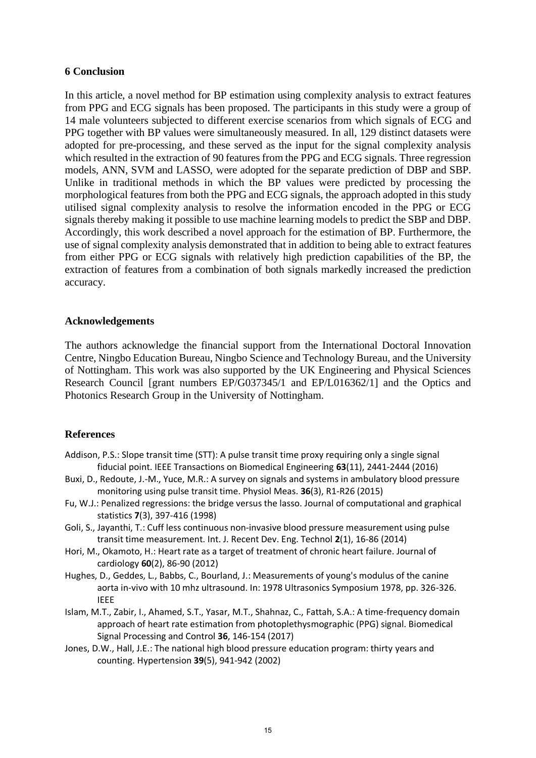## 6 Conclusion

In this article, a novel method for BP estimation using complexity analysis to extract features from PPG and ECG signals has been proposed. The participants in this study were a group of 14 male volunteers subjected to different exercise scenarios from which signals of ECG and PPG together with BP values were simultaneously measured. In all, 129 distinct datasets were adopted for pre-processing, and these served as the input for the signal complexity analysis which resulted in the extraction of 90 features from the PPG and ECG signals. Three regression models, ANN, SVM and LASSO, were adopted for the separate prediction of DBP and SBP. Unlike in traditional methods in which the BP values were predicted by processing the morphological features from both the PPG and ECG signals, the approach adopted in this study utilised signal complexity analysis to resolve the information encoded in the PPG or ECG signals thereby making it possible to use machine learning models to predict the SBP and DBP. Accordingly, this work described a novel approach for the estimation of BP. Furthermore, the use of signal complexity analysis demonstrated that in addition to being able to extract features from either PPG or ECG signals with relatively high prediction capabilities of the BP, the extraction of features from a combination of both signals markedly increased the prediction accuracy.

## Acknowledgements

The authors acknowledge the financial support from the International Doctoral Innovation Centre, Ningbo Education Bureau, Ningbo Science and Technology Bureau, and the University of Nottingham. This work was also supported by the UK Engineering and Physical Sciences Research Council [grant numbers EP/G037345/1 and EP/L016362/1] and the Optics and Photonics Research Group in the University of Nottingham.

## References

Addison, P.S.: Slope transit time (STT): A pulse transit time proxy requiring only a single signal fiducial point. IEEE Transactions on Biomedical Engineering **63**(11), 2441-2444 (2016)

Buxi, D., Redoute, J.-M., Yuce, M.R.: A survey on signals and systems in ambulatory blood pressure monitoring using pulse transit time. Physiol Meas. **36**(3), R1-R26 (2015)

Fu, W.J.: Penalized regressions: the bridge versus the lasso. Journal of computational and graphical statistics **7**(3), 397-416 (1998)

Goli, S., Jayanthi, T.: Cuff less continuous non-invasive blood pressure measurement using pulse transit time measurement. Int. J. Recent Dev. Eng. Technol **2**(1), 16-86 (2014)

Hori, M., Okamoto, H.: Heart rate as a target of treatment of chronic heart failure. Journal of cardiology **60**(2), 86-90 (2012)

Hughes, D., Geddes, L., Babbs, C., Bourland, J.: Measurements of young's modulus of the canine aorta in-vivo with 10 mhz ultrasound. In: 1978 Ultrasonics Symposium 1978, pp. 326-326. IEEE

Islam, M.T., Zabir, I., Ahamed, S.T., Yasar, M.T., Shahnaz, C., Fattah, S.A.: A time-frequency domain approach of heart rate estimation from photoplethysmographic (PPG) signal. Biomedical Signal Processing and Control **36**, 146-154 (2017)

Jones, D.W., Hall, J.E.: The national high blood pressure education program: thirty years and counting. Hypertension **39**(5), 941-942 (2002)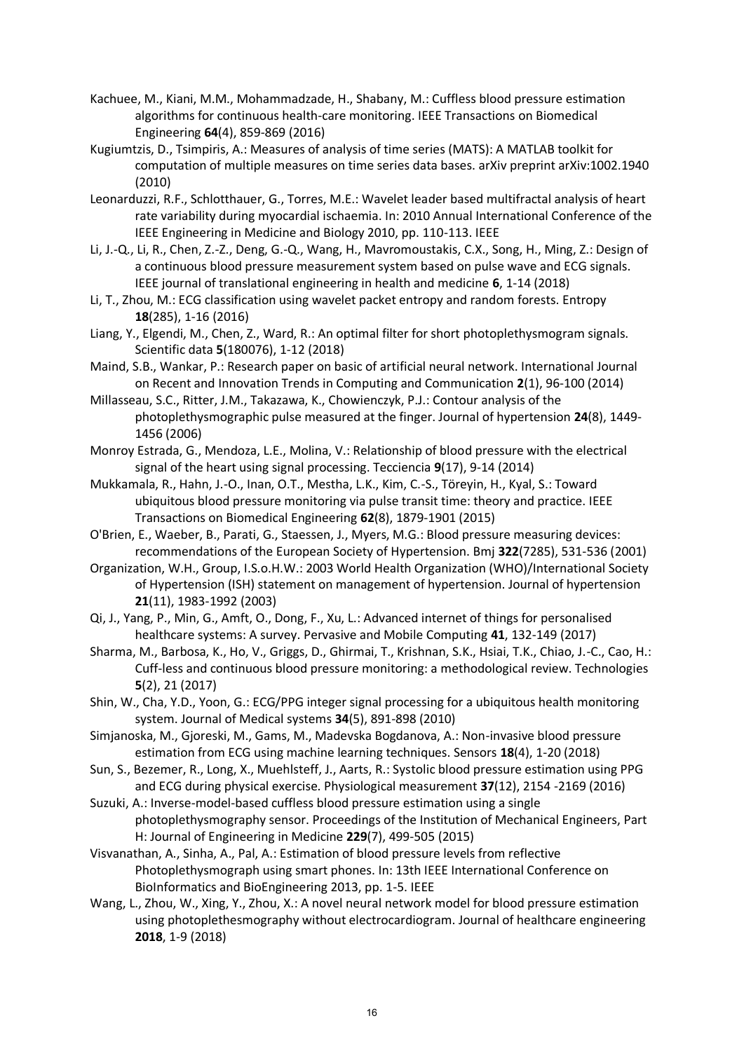Kachuee, M., Kiani, M.M., Mohammadzade, H., Shabany, M.: Cuffless blood pressure estimation algorithms for continuous health-care monitoring. IEEE Transactions on Biomedical Engineering **64**(4), 859-869 (2016)

Kugiumtzis, D., Tsimpiris, A.: Measures of analysis of time series (MATS): A MATLAB toolkit for computation of multiple measures on time series data bases. arXiv preprint arXiv:1002.1940 (2010)

Leonarduzzi, R.F., Schlotthauer, G., Torres, M.E.: Wavelet leader based multifractal analysis of heart rate variability during myocardial ischaemia. In: 2010 Annual International Conference of the IEEE Engineering in Medicine and Biology 2010, pp. 110-113. IEEE

Li, J.-Q., Li, R., Chen, Z.-Z., Deng, G.-Q., Wang, H., Mavromoustakis, C.X., Song, H., Ming, Z.: Design of a continuous blood pressure measurement system based on pulse wave and ECG signals. IEEE journal of translational engineering in health and medicine **6**, 1-14 (2018)

Li, T., Zhou, M.: ECG classification using wavelet packet entropy and random forests. Entropy **18**(285), 1-16 (2016)

Liang, Y., Elgendi, M., Chen, Z., Ward, R.: An optimal filter for short photoplethysmogram signals. Scientific data **5**(180076), 1-12 (2018)

Maind, S.B., Wankar, P.: Research paper on basic of artificial neural network. International Journal on Recent and Innovation Trends in Computing and Communication **2**(1), 96-100 (2014)

Millasseau, S.C., Ritter, J.M., Takazawa, K., Chowienczyk, P.J.: Contour analysis of the photoplethysmographic pulse measured at the finger. Journal of hypertension **24**(8), 1449-1456 (2006)

Monroy Estrada, G., Mendoza, L.E., Molina, V.: Relationship of blood pressure with the electrical signal of the heart using signal processing. Tecciencia **9**(17), 9-14 (2014)

Mukkamala, R., Hahn, J.-O., Inan, O.T., Mestha, L.K., Kim, C.-S., Töreyin, H., Kyal, S.: Toward ubiquitous blood pressure monitoring via pulse transit time: theory and practice. IEEE Transactions on Biomedical Engineering **62**(8), 1879-1901 (2015)

O'Brien, E., Waeber, B., Parati, G., Staessen, J., Myers, M.G.: Blood pressure measuring devices: recommendations of the European Society of Hypertension. Bmj **322**(7285), 531-536 (2001)

Organization, W.H., Group, I.S.o.H.W.: 2003 World Health Organization (WHO)/International Society of Hypertension (ISH) statement on management of hypertension. Journal of hypertension **21**(11), 1983-1992 (2003)

Qi, J., Yang, P., Min, G., Amft, O., Dong, F., Xu, L.: Advanced internet of things for personalised healthcare systems: A survey. Pervasive and Mobile Computing **41**, 132-149 (2017)

Sharma, M., Barbosa, K., Ho, V., Griggs, D., Ghirmai, T., Krishnan, S.K., Hsiai, T.K., Chiao, J.-C., Cao, H.: Cuff-less and continuous blood pressure monitoring: a methodological review. Technologies **5**(2), 21 (2017)

Shin, W., Cha, Y.D., Yoon, G.: ECG/PPG integer signal processing for a ubiquitous health monitoring system. Journal of Medical systems **34**(5), 891-898 (2010)

Simjanoska, M., Gjoreski, M., Gams, M., Madevska Bogdanova, A.: Non-invasive blood pressure estimation from ECG using machine learning techniques. Sensors **18**(4), 1-20 (2018)

Sun, S., Bezemer, R., Long, X., Muehlsteff, J., Aarts, R.: Systolic blood pressure estimation using PPG and ECG during physical exercise. Physiological measurement **37**(12), 2154 -2169 (2016)

Suzuki, A.: Inverse-model-based cuffless blood pressure estimation using a single photoplethysmography sensor. Proceedings of the Institution of Mechanical Engineers, Part H: Journal of Engineering in Medicine **229**(7), 499-505 (2015)

Visvanathan, A., Sinha, A., Pal, A.: Estimation of blood pressure levels from reflective Photoplethysmograph using smart phones. In: 13th IEEE International Conference on BioInformatics and BioEngineering 2013, pp. 1-5. IEEE

Wang, L., Zhou, W., Xing, Y., Zhou, X.: A novel neural network model for blood pressure estimation using photoplethesmography without electrocardiogram. Journal of healthcare engineering **2018**, 1-9 (2018)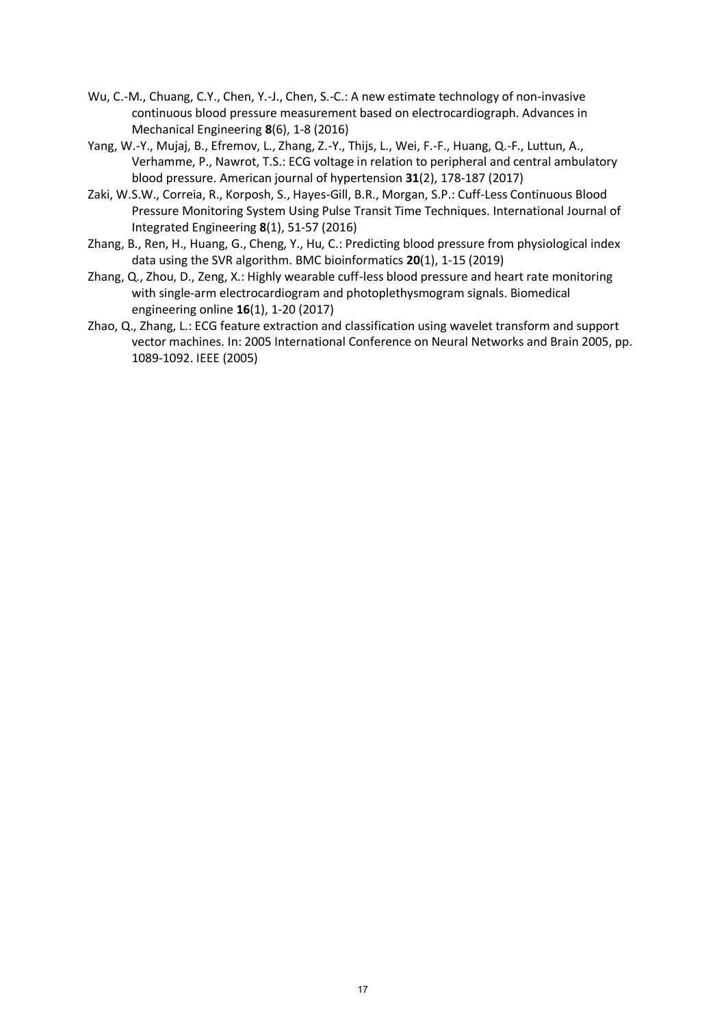Wu, C.-M., Chuang, C.Y., Chen, Y.-J., Chen, S.-C.: A new estimate technology of non-invasive continuous blood pressure measurement based on electrocardiograph. Advances in Mechanical Engineering **8**(6), 1-8 (2016)

Yang, W.-Y., Mujaj, B., Efremov, L., Zhang, Z.-Y., Thijs, L., Wei, F.-F., Huang, Q.-F., Luttun, A., Verhamme, P., Nawrot, T.S.: ECG voltage in relation to peripheral and central ambulatory blood pressure. American journal of hypertension **31**(2), 178-187 (2017)

Zaki, W.S.W., Correia, R., Korposh, S., Hayes-Gill, B.R., Morgan, S.P.: Cuff-Less Continuous Blood Pressure Monitoring System Using Pulse Transit Time Techniques. International Journal of Integrated Engineering **8**(1), 51-57 (2016)

Zhang, B., Ren, H., Huang, G., Cheng, Y., Hu, C.: Predicting blood pressure from physiological index data using the SVR algorithm. BMC bioinformatics **20**(1), 1-15 (2019)

Zhang, Q., Zhou, D., Zeng, X.: Highly wearable cuff-less blood pressure and heart rate monitoring with single-arm electrocardiogram and photoplethysmogram signals. Biomedical engineering online **16**(1), 1-20 (2017)

Zhao, Q., Zhang, L.: ECG feature extraction and classification using wavelet transform and support vector machines. In: 2005 International Conference on Neural Networks and Brain 2005, pp. 1089-1092. IEEE (2005)